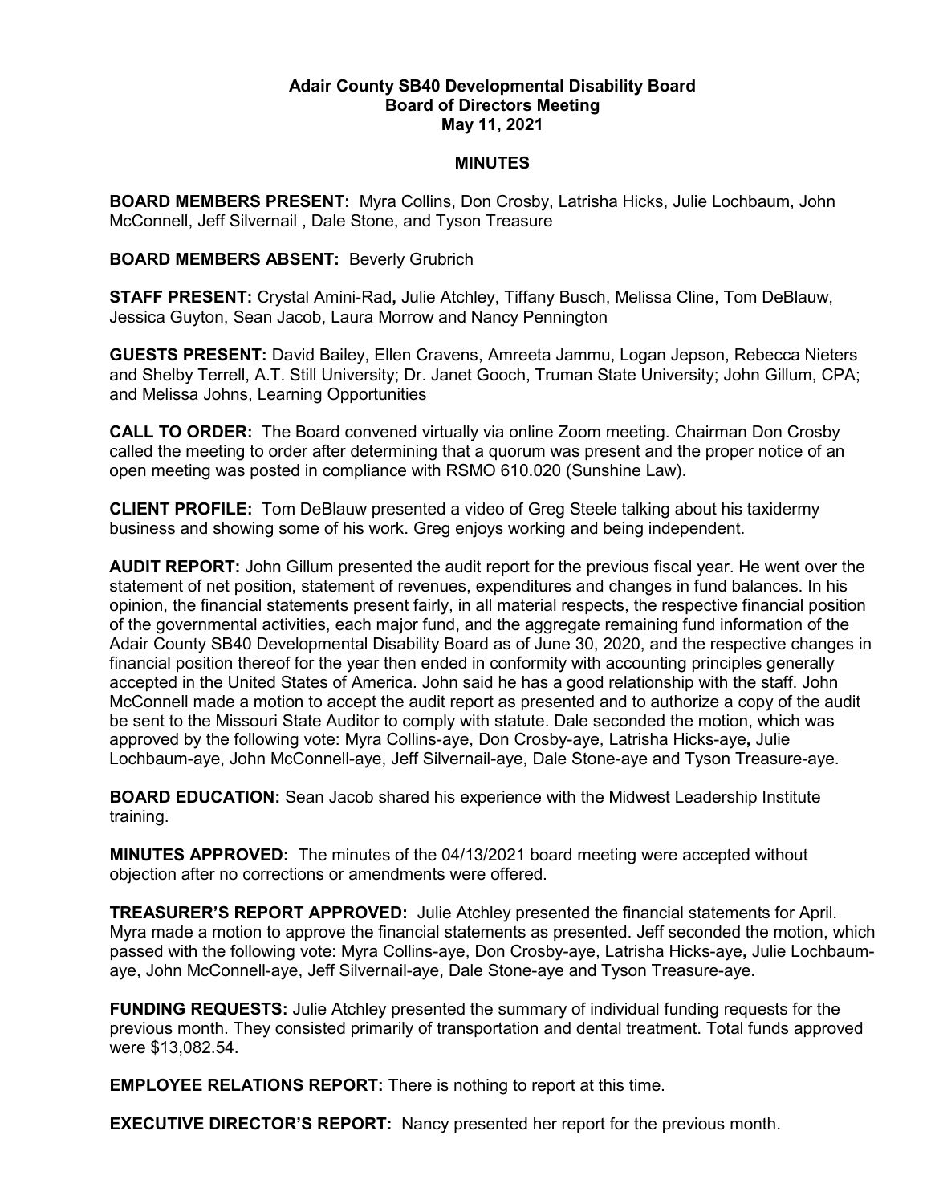**Adair County SB40 Developmental Disability Board**
**Board of Directors Meeting**
**May 11, 2021**

**MINUTES**

**BOARD MEMBERS PRESENT:** Myra Collins, Don Crosby, Latrisha Hicks, Julie Lochbaum, John McConnell, Jeff Silvernail , Dale Stone, and Tyson Treasure

**BOARD MEMBERS ABSENT:** Beverly Grubrich

**STAFF PRESENT:** Crystal Amini-Rad**,** Julie Atchley, Tiffany Busch, Melissa Cline, Tom DeBlauw, Jessica Guyton, Sean Jacob, Laura Morrow and Nancy Pennington

**GUESTS PRESENT:** David Bailey, Ellen Cravens, Amreeta Jammu, Logan Jepson, Rebecca Nieters and Shelby Terrell, A.T. Still University; Dr. Janet Gooch, Truman State University; John Gillum, CPA; and Melissa Johns, Learning Opportunities

**CALL TO ORDER:** The Board convened virtually via online Zoom meeting. Chairman Don Crosby called the meeting to order after determining that a quorum was present and the proper notice of an open meeting was posted in compliance with RSMO 610.020 (Sunshine Law).

**CLIENT PROFILE:** Tom DeBlauw presented a video of Greg Steele talking about his taxidermy business and showing some of his work. Greg enjoys working and being independent.

**AUDIT REPORT:** John Gillum presented the audit report for the previous fiscal year. He went over the statement of net position, statement of revenues, expenditures and changes in fund balances. In his opinion, the financial statements present fairly, in all material respects, the respective financial position of the governmental activities, each major fund, and the aggregate remaining fund information of the Adair County SB40 Developmental Disability Board as of June 30, 2020, and the respective changes in financial position thereof for the year then ended in conformity with accounting principles generally accepted in the United States of America. John said he has a good relationship with the staff. John McConnell made a motion to accept the audit report as presented and to authorize a copy of the audit be sent to the Missouri State Auditor to comply with statute. Dale seconded the motion, which was approved by the following vote: Myra Collins-aye, Don Crosby-aye, Latrisha Hicks-aye**,** Julie Lochbaum-aye, John McConnell-aye, Jeff Silvernail-aye, Dale Stone-aye and Tyson Treasure-aye.

**BOARD EDUCATION:** Sean Jacob shared his experience with the Midwest Leadership Institute training.

**MINUTES APPROVED:** The minutes of the 04/13/2021 board meeting were accepted without objection after no corrections or amendments were offered.

**TREASURER'S REPORT APPROVED:** Julie Atchley presented the financial statements for April. Myra made a motion to approve the financial statements as presented. Jeff seconded the motion, which passed with the following vote: Myra Collins-aye, Don Crosby-aye, Latrisha Hicks-aye**,** Julie Lochbaum-aye, John McConnell-aye, Jeff Silvernail-aye, Dale Stone-aye and Tyson Treasure-aye.

**FUNDING REQUESTS:** Julie Atchley presented the summary of individual funding requests for the previous month. They consisted primarily of transportation and dental treatment. Total funds approved were $13,082.54.

**EMPLOYEE RELATIONS REPORT:** There is nothing to report at this time.

**EXECUTIVE DIRECTOR'S REPORT:** Nancy presented her report for the previous month.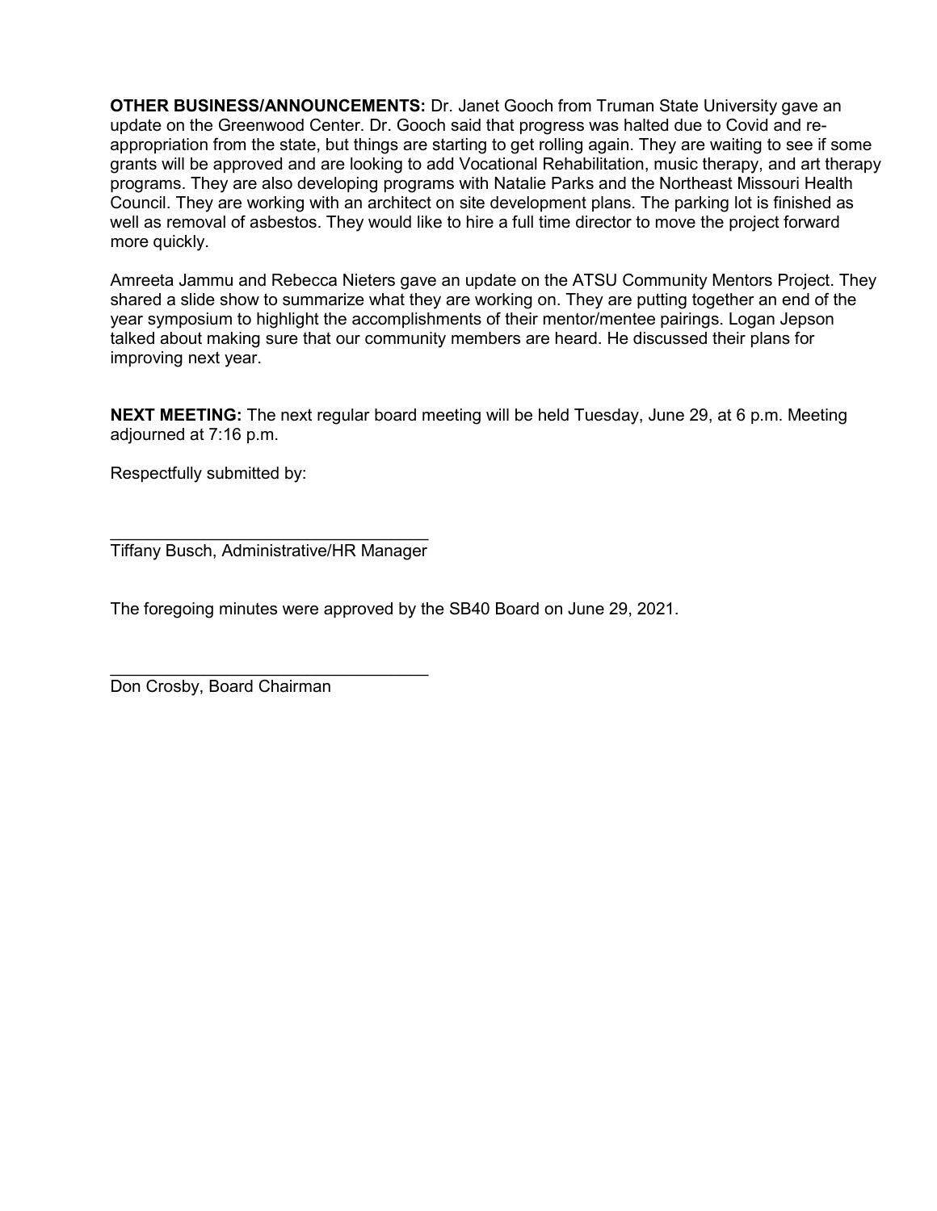**OTHER BUSINESS/ANNOUNCEMENTS:** Dr. Janet Gooch from Truman State University gave an update on the Greenwood Center. Dr. Gooch said that progress was halted due to Covid and re-appropriation from the state, but things are starting to get rolling again. They are waiting to see if some grants will be approved and are looking to add Vocational Rehabilitation, music therapy, and art therapy programs. They are also developing programs with Natalie Parks and the Northeast Missouri Health Council. They are working with an architect on site development plans. The parking lot is finished as well as removal of asbestos. They would like to hire a full time director to move the project forward more quickly.

Amreeta Jammu and Rebecca Nieters gave an update on the ATSU Community Mentors Project. They shared a slide show to summarize what they are working on. They are putting together an end of the year symposium to highlight the accomplishments of their mentor/mentee pairings. Logan Jepson talked about making sure that our community members are heard. He discussed their plans for improving next year.

**NEXT MEETING:** The next regular board meeting will be held Tuesday, June 29, at 6 p.m. Meeting adjourned at 7:16 p.m.

Respectfully submitted by:

\_\_\_\_\_\_\_\_\_\_\_\_\_\_\_\_\_\_\_\_\_\_\_\_\_\_\_\_\_\_\_\_\_\_
Tiffany Busch, Administrative/HR Manager

The foregoing minutes were approved by the SB40 Board on June 29, 2021.

\_\_\_\_\_\_\_\_\_\_\_\_\_\_\_\_\_\_\_\_\_\_\_\_\_\_\_\_\_\_\_\_\_\_
Don Crosby, Board Chairman